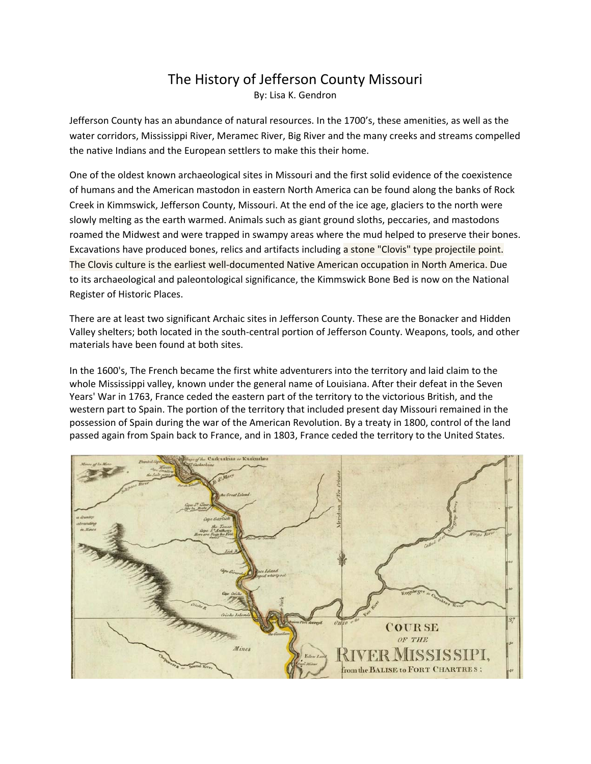# The History of Jefferson County Missouri

By: Lisa K. Gendron

Jefferson County has an abundance of natural resources. In the 1700's, these amenities, as well as the water corridors, Mississippi River, Meramec River, Big River and the many creeks and streams compelled the native Indians and the European settlers to make this their home.

One of the oldest known archaeological sites in Missouri and the first solid evidence of the coexistence of humans and the American mastodon in eastern North America can be found along the banks of Rock Creek in Kimmswick, Jefferson County, Missouri. At the end of the ice age, glaciers to the north were slowly melting as the earth warmed. Animals such as giant ground sloths, peccaries, and mastodons roamed the Midwest and were trapped in swampy areas where the mud helped to preserve their bones. Excavations have produced bones, relics and artifacts including a stone "Clovis" type projectile point. The Clovis culture is the earliest well-documented Native American occupation in North America. Due to its archaeological and paleontological significance, the Kimmswick Bone Bed is now on the National Register of Historic Places.

There are at least two significant Archaic sites in Jefferson County. These are the Bonacker and Hidden Valley shelters; both located in the south-central portion of Jefferson County. Weapons, tools, and other materials have been found at both sites.

In the 1600's, The French became the first white adventurers into the territory and laid claim to the whole Mississippi valley, known under the general name of Louisiana. After their defeat in the Seven Years' War in 1763, France ceded the eastern part of the territory to the victorious British, and the western part to Spain. The portion of the territory that included present day Missouri remained in the possession of Spain during the war of the American Revolution. By a treaty in 1800, control of the land passed again from Spain back to France, and in 1803, France ceded the territory to the United States.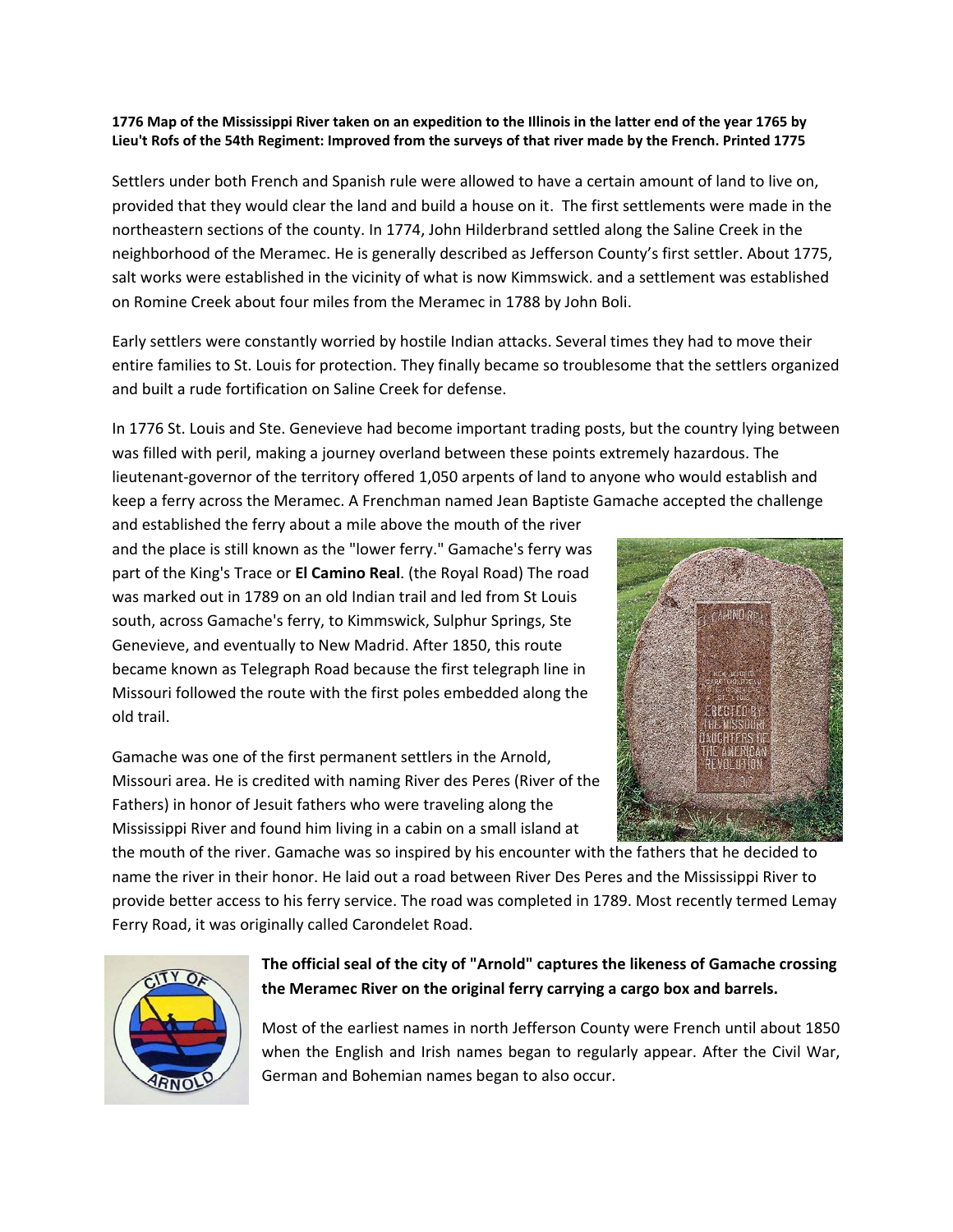**1776 Map of the Mississippi River taken on an expedition to the Illinois in the latter end of the year 1765 by Lieu't Rofs of the 54th Regiment: Improved from the surveys of that river made by the French. Printed 1775**

Settlers under both French and Spanish rule were allowed to have a certain amount of land to live on, provided that they would clear the land and build a house on it. The first settlements were made in the northeastern sections of the county. In 1774, John Hilderbrand settled along the Saline Creek in the neighborhood of the Meramec. He is generally described as Jefferson County's first settler. About 1775, salt works were established in the vicinity of what is now Kimmswick. and a settlement was established on Romine Creek about four miles from the Meramec in 1788 by John Boli.

Early settlers were constantly worried by hostile Indian attacks. Several times they had to move their entire families to St. Louis for protection. They finally became so troublesome that the settlers organized and built a rude fortification on Saline Creek for defense.

In 1776 St. Louis and Ste. Genevieve had become important trading posts, but the country lying between was filled with peril, making a journey overland between these points extremely hazardous. The lieutenant-governor of the territory offered 1,050 arpents of land to anyone who would establish and keep a ferry across the Meramec. A Frenchman named Jean Baptiste Gamache accepted the challenge and established the ferry about a mile above the mouth of the river and the place is still known as the "lower ferry." Gamache's ferry was part of the King's Trace or **El Camino Real**. (the Royal Road) The road was marked out in 1789 on an old Indian trail and led from St Louis south, across Gamache's ferry, to Kimmswick, Sulphur Springs, Ste Genevieve, and eventually to New Madrid. After 1850, this route became known as Telegraph Road because the first telegraph line in Missouri followed the route with the first poles embedded along the old trail.

Gamache was one of the first permanent settlers in the Arnold, Missouri area. He is credited with naming River des Peres (River of the Fathers) in honor of Jesuit fathers who were traveling along the Mississippi River and found him living in a cabin on a small island at the mouth of the river. Gamache was so inspired by his encounter with the fathers that he decided to name the river in their honor. He laid out a road between River Des Peres and the Mississippi River to provide better access to his ferry service. The road was completed in 1789. Most recently termed Lemay Ferry Road, it was originally called Carondelet Road.

**The official seal of the city of "Arnold" captures the likeness of Gamache crossing the Meramec River on the original ferry carrying a cargo box and barrels.**

Most of the earliest names in north Jefferson County were French until about 1850 when the English and Irish names began to regularly appear. After the Civil War, German and Bohemian names began to also occur.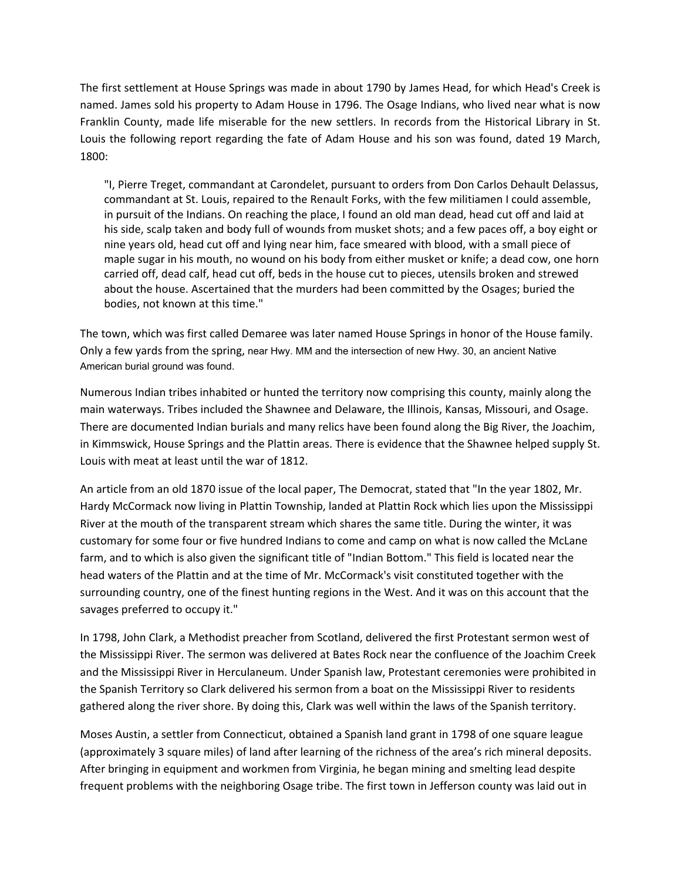The first settlement at House Springs was made in about 1790 by James Head, for which Head's Creek is named. James sold his property to Adam House in 1796. The Osage Indians, who lived near what is now Franklin County, made life miserable for the new settlers. In records from the Historical Library in St. Louis the following report regarding the fate of Adam House and his son was found, dated 19 March, 1800:

> "I, Pierre Treget, commandant at Carondelet, pursuant to orders from Don Carlos Dehault Delassus, commandant at St. Louis, repaired to the Renault Forks, with the few militiamen I could assemble, in pursuit of the Indians. On reaching the place, I found an old man dead, head cut off and laid at his side, scalp taken and body full of wounds from musket shots; and a few paces off, a boy eight or nine years old, head cut off and lying near him, face smeared with blood, with a small piece of maple sugar in his mouth, no wound on his body from either musket or knife; a dead cow, one horn carried off, dead calf, head cut off, beds in the house cut to pieces, utensils broken and strewed about the house. Ascertained that the murders had been committed by the Osages; buried the bodies, not known at this time."

The town, which was first called Demaree was later named House Springs in honor of the House family. Only a few yards from the spring, near Hwy. MM and the intersection of new Hwy. 30, an ancient Native American burial ground was found.

Numerous Indian tribes inhabited or hunted the territory now comprising this county, mainly along the main waterways. Tribes included the Shawnee and Delaware, the Illinois, Kansas, Missouri, and Osage. There are documented Indian burials and many relics have been found along the Big River, the Joachim, in Kimmswick, House Springs and the Plattin areas. There is evidence that the Shawnee helped supply St. Louis with meat at least until the war of 1812.

An article from an old 1870 issue of the local paper, The Democrat, stated that "In the year 1802, Mr. Hardy McCormack now living in Plattin Township, landed at Plattin Rock which lies upon the Mississippi River at the mouth of the transparent stream which shares the same title. During the winter, it was customary for some four or five hundred Indians to come and camp on what is now called the McLane farm, and to which is also given the significant title of "Indian Bottom." This field is located near the head waters of the Plattin and at the time of Mr. McCormack's visit constituted together with the surrounding country, one of the finest hunting regions in the West. And it was on this account that the savages preferred to occupy it."

In 1798, John Clark, a Methodist preacher from Scotland, delivered the first Protestant sermon west of the Mississippi River. The sermon was delivered at Bates Rock near the confluence of the Joachim Creek and the Mississippi River in Herculaneum. Under Spanish law, Protestant ceremonies were prohibited in the Spanish Territory so Clark delivered his sermon from a boat on the Mississippi River to residents gathered along the river shore. By doing this, Clark was well within the laws of the Spanish territory.

Moses Austin, a settler from Connecticut, obtained a Spanish land grant in 1798 of one square league (approximately 3 square miles) of land after learning of the richness of the area's rich mineral deposits. After bringing in equipment and workmen from Virginia, he began mining and smelting lead despite frequent problems with the neighboring Osage tribe. The first town in Jefferson county was laid out in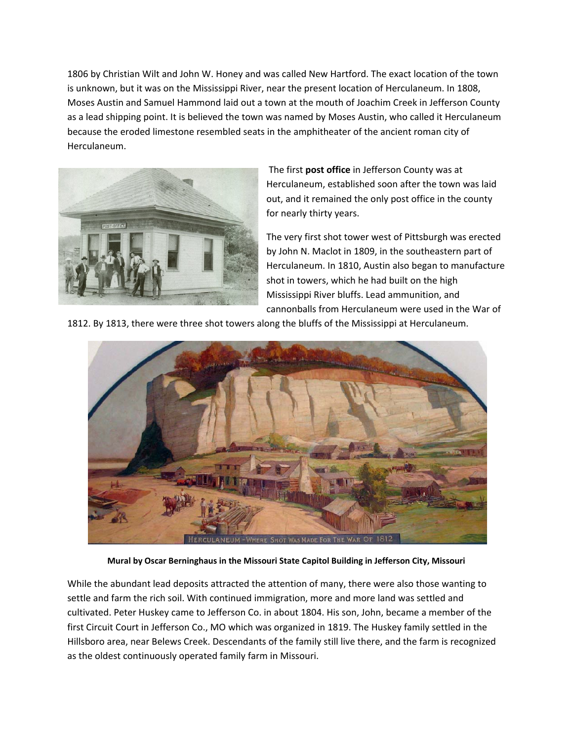1806 by Christian Wilt and John W. Honey and was called New Hartford. The exact location of the town is unknown, but it was on the Mississippi River, near the present location of Herculaneum. In 1808, Moses Austin and Samuel Hammond laid out a town at the mouth of Joachim Creek in Jefferson County as a lead shipping point. It is believed the town was named by Moses Austin, who called it Herculaneum because the eroded limestone resembled seats in the amphitheater of the ancient roman city of Herculaneum.

The first **post office** in Jefferson County was at Herculaneum, established soon after the town was laid out, and it remained the only post office in the county for nearly thirty years.

The very first shot tower west of Pittsburgh was erected by John N. Maclot in 1809, in the southeastern part of Herculaneum. In 1810, Austin also began to manufacture shot in towers, which he had built on the high Mississippi River bluffs. Lead ammunition, and cannonballs from Herculaneum were used in the War of 1812. By 1813, there were three shot towers along the bluffs of the Mississippi at Herculaneum.

**Mural by Oscar Berninghaus in the Missouri State Capitol Building in Jefferson City, Missouri**

While the abundant lead deposits attracted the attention of many, there were also those wanting to settle and farm the rich soil. With continued immigration, more and more land was settled and cultivated. Peter Huskey came to Jefferson Co. in about 1804. His son, John, became a member of the first Circuit Court in Jefferson Co., MO which was organized in 1819. The Huskey family settled in the Hillsboro area, near Belews Creek. Descendants of the family still live there, and the farm is recognized as the oldest continuously operated family farm in Missouri.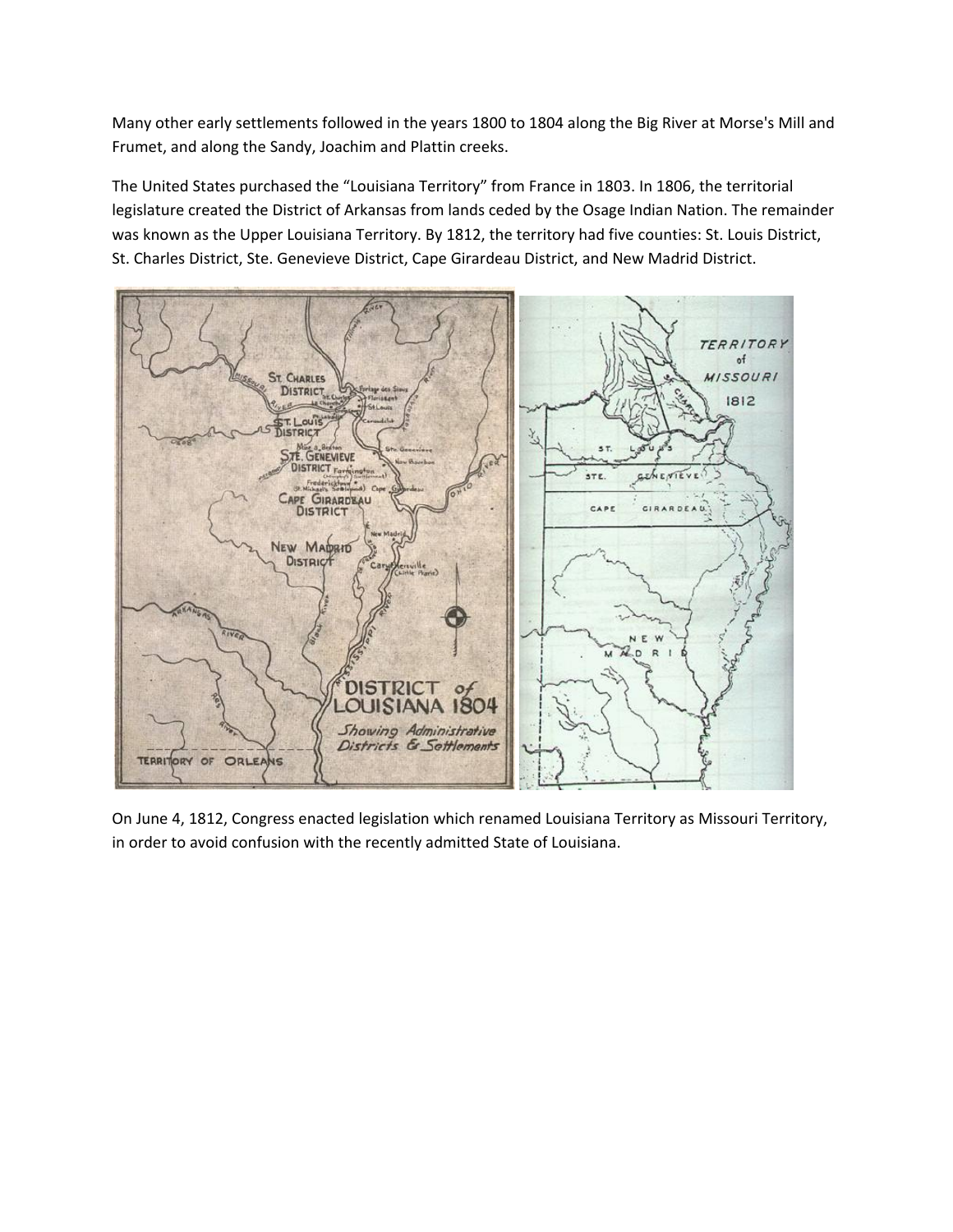Many other early settlements followed in the years 1800 to 1804 along the Big River at Morse's Mill and Frumet, and along the Sandy, Joachim and Plattin creeks.

The United States purchased the "Louisiana Territory" from France in 1803. In 1806, the territorial legislature created the District of Arkansas from lands ceded by the Osage Indian Nation. The remainder was known as the Upper Louisiana Territory. By 1812, the territory had five counties: St. Louis District, St. Charles District, Ste. Genevieve District, Cape Girardeau District, and New Madrid District.

On June 4, 1812, Congress enacted legislation which renamed Louisiana Territory as Missouri Territory, in order to avoid confusion with the recently admitted State of Louisiana.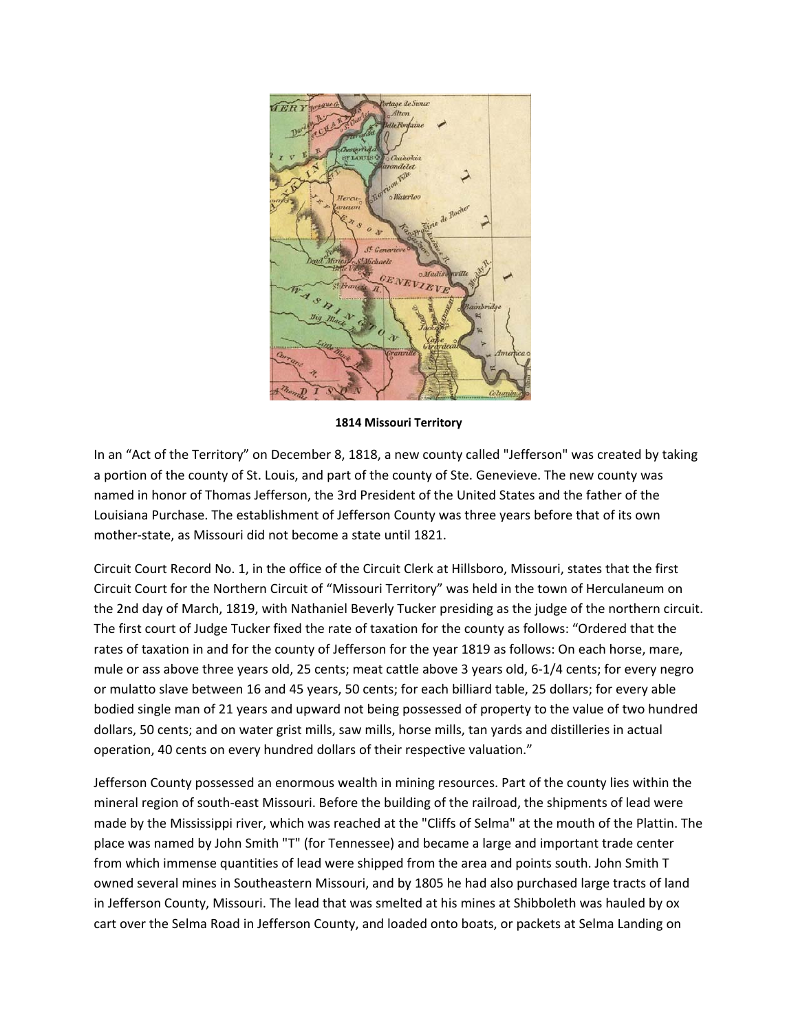**1814 Missouri Territory**

In an "Act of the Territory" on December 8, 1818, a new county called "Jefferson" was created by taking a portion of the county of St. Louis, and part of the county of Ste. Genevieve. The new county was named in honor of Thomas Jefferson, the 3rd President of the United States and the father of the Louisiana Purchase. The establishment of Jefferson County was three years before that of its own mother-state, as Missouri did not become a state until 1821.

Circuit Court Record No. 1, in the office of the Circuit Clerk at Hillsboro, Missouri, states that the first Circuit Court for the Northern Circuit of "Missouri Territory" was held in the town of Herculaneum on the 2nd day of March, 1819, with Nathaniel Beverly Tucker presiding as the judge of the northern circuit. The first court of Judge Tucker fixed the rate of taxation for the county as follows: "Ordered that the rates of taxation in and for the county of Jefferson for the year 1819 as follows: On each horse, mare, mule or ass above three years old, 25 cents; meat cattle above 3 years old, 6-1/4 cents; for every negro or mulatto slave between 16 and 45 years, 50 cents; for each billiard table, 25 dollars; for every able bodied single man of 21 years and upward not being possessed of property to the value of two hundred dollars, 50 cents; and on water grist mills, saw mills, horse mills, tan yards and distilleries in actual operation, 40 cents on every hundred dollars of their respective valuation."

Jefferson County possessed an enormous wealth in mining resources. Part of the county lies within the mineral region of south-east Missouri. Before the building of the railroad, the shipments of lead were made by the Mississippi river, which was reached at the "Cliffs of Selma" at the mouth of the Plattin. The place was named by John Smith "T" (for Tennessee) and became a large and important trade center from which immense quantities of lead were shipped from the area and points south. John Smith T owned several mines in Southeastern Missouri, and by 1805 he had also purchased large tracts of land in Jefferson County, Missouri. The lead that was smelted at his mines at Shibboleth was hauled by ox cart over the Selma Road in Jefferson County, and loaded onto boats, or packets at Selma Landing on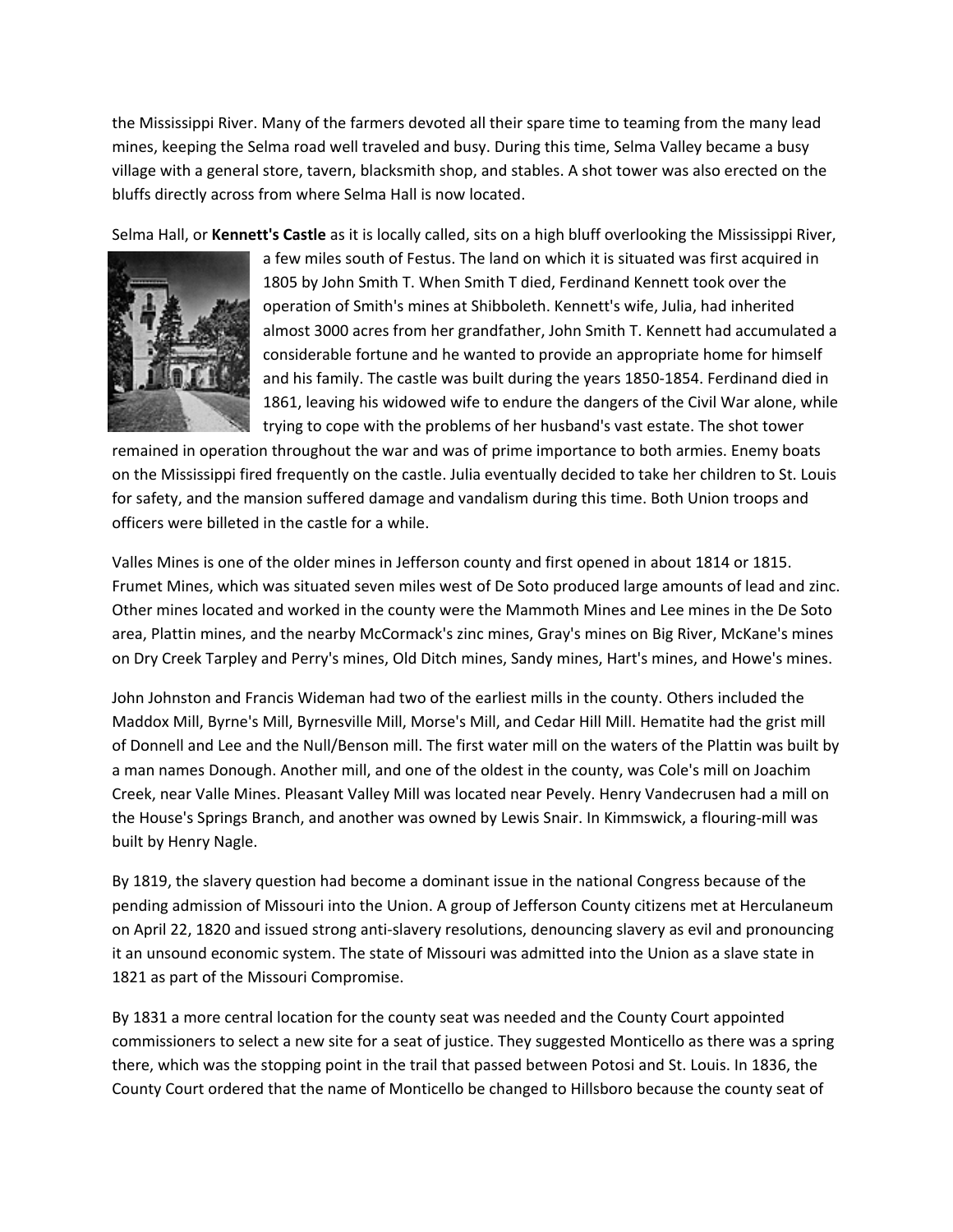the Mississippi River. Many of the farmers devoted all their spare time to teaming from the many lead mines, keeping the Selma road well traveled and busy. During this time, Selma Valley became a busy village with a general store, tavern, blacksmith shop, and stables. A shot tower was also erected on the bluffs directly across from where Selma Hall is now located.

Selma Hall, or **Kennett's Castle** as it is locally called, sits on a high bluff overlooking the Mississippi River, a few miles south of Festus. The land on which it is situated was first acquired in 1805 by John Smith T. When Smith T died, Ferdinand Kennett took over the operation of Smith's mines at Shibboleth. Kennett's wife, Julia, had inherited almost 3000 acres from her grandfather, John Smith T. Kennett had accumulated a considerable fortune and he wanted to provide an appropriate home for himself and his family. The castle was built during the years 1850-1854. Ferdinand died in 1861, leaving his widowed wife to endure the dangers of the Civil War alone, while trying to cope with the problems of her husband's vast estate. The shot tower remained in operation throughout the war and was of prime importance to both armies. Enemy boats on the Mississippi fired frequently on the castle. Julia eventually decided to take her children to St. Louis for safety, and the mansion suffered damage and vandalism during this time. Both Union troops and officers were billeted in the castle for a while.

Valles Mines is one of the older mines in Jefferson county and first opened in about 1814 or 1815. Frumet Mines, which was situated seven miles west of De Soto produced large amounts of lead and zinc. Other mines located and worked in the county were the Mammoth Mines and Lee mines in the De Soto area, Plattin mines, and the nearby McCormack's zinc mines, Gray's mines on Big River, McKane's mines on Dry Creek Tarpley and Perry's mines, Old Ditch mines, Sandy mines, Hart's mines, and Howe's mines.

John Johnston and Francis Wideman had two of the earliest mills in the county. Others included the Maddox Mill, Byrne's Mill, Byrnesville Mill, Morse's Mill, and Cedar Hill Mill. Hematite had the grist mill of Donnell and Lee and the Null/Benson mill. The first water mill on the waters of the Plattin was built by a man names Donough. Another mill, and one of the oldest in the county, was Cole's mill on Joachim Creek, near Valle Mines. Pleasant Valley Mill was located near Pevely. Henry Vandecrusen had a mill on the House's Springs Branch, and another was owned by Lewis Snair. In Kimmswick, a flouring-mill was built by Henry Nagle.

By 1819, the slavery question had become a dominant issue in the national Congress because of the pending admission of Missouri into the Union. A group of Jefferson County citizens met at Herculaneum on April 22, 1820 and issued strong anti-slavery resolutions, denouncing slavery as evil and pronouncing it an unsound economic system. The state of Missouri was admitted into the Union as a slave state in 1821 as part of the Missouri Compromise.

By 1831 a more central location for the county seat was needed and the County Court appointed commissioners to select a new site for a seat of justice. They suggested Monticello as there was a spring there, which was the stopping point in the trail that passed between Potosi and St. Louis. In 1836, the County Court ordered that the name of Monticello be changed to Hillsboro because the county seat of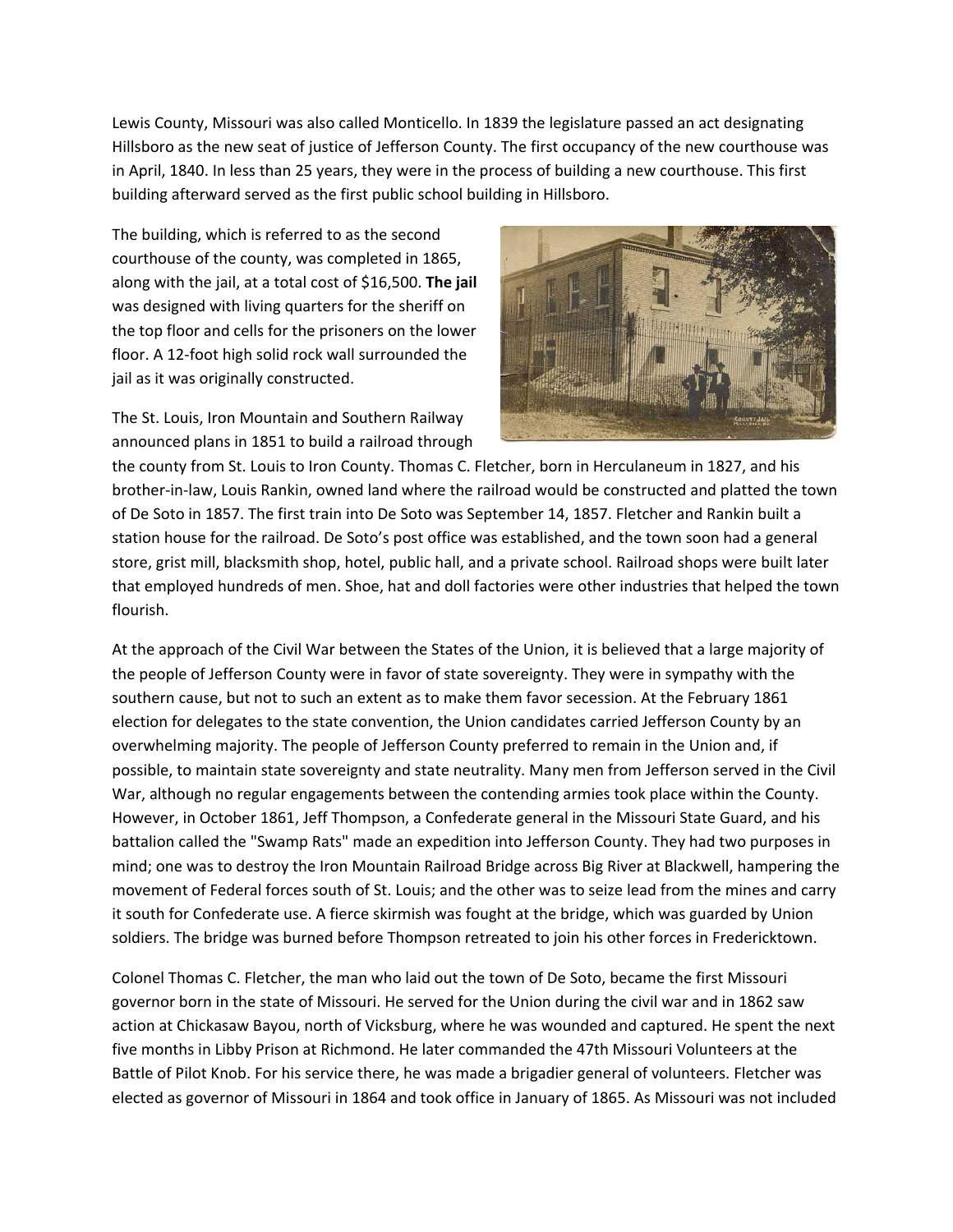Lewis County, Missouri was also called Monticello. In 1839 the legislature passed an act designating Hillsboro as the new seat of justice of Jefferson County. The first occupancy of the new courthouse was in April, 1840. In less than 25 years, they were in the process of building a new courthouse. This first building afterward served as the first public school building in Hillsboro.

The building, which is referred to as the second courthouse of the county, was completed in 1865, along with the jail, at a total cost of $16,500. **The jail** was designed with living quarters for the sheriff on the top floor and cells for the prisoners on the lower floor. A 12-foot high solid rock wall surrounded the jail as it was originally constructed.

The St. Louis, Iron Mountain and Southern Railway announced plans in 1851 to build a railroad through the county from St. Louis to Iron County. Thomas C. Fletcher, born in Herculaneum in 1827, and his brother-in-law, Louis Rankin, owned land where the railroad would be constructed and platted the town of De Soto in 1857. The first train into De Soto was September 14, 1857. Fletcher and Rankin built a station house for the railroad. De Soto's post office was established, and the town soon had a general store, grist mill, blacksmith shop, hotel, public hall, and a private school. Railroad shops were built later that employed hundreds of men. Shoe, hat and doll factories were other industries that helped the town flourish.

At the approach of the Civil War between the States of the Union, it is believed that a large majority of the people of Jefferson County were in favor of state sovereignty. They were in sympathy with the southern cause, but not to such an extent as to make them favor secession. At the February 1861 election for delegates to the state convention, the Union candidates carried Jefferson County by an overwhelming majority. The people of Jefferson County preferred to remain in the Union and, if possible, to maintain state sovereignty and state neutrality. Many men from Jefferson served in the Civil War, although no regular engagements between the contending armies took place within the County. However, in October 1861, Jeff Thompson, a Confederate general in the Missouri State Guard, and his battalion called the "Swamp Rats" made an expedition into Jefferson County. They had two purposes in mind; one was to destroy the Iron Mountain Railroad Bridge across Big River at Blackwell, hampering the movement of Federal forces south of St. Louis; and the other was to seize lead from the mines and carry it south for Confederate use. A fierce skirmish was fought at the bridge, which was guarded by Union soldiers. The bridge was burned before Thompson retreated to join his other forces in Fredericktown.

Colonel Thomas C. Fletcher, the man who laid out the town of De Soto, became the first Missouri governor born in the state of Missouri. He served for the Union during the civil war and in 1862 saw action at Chickasaw Bayou, north of Vicksburg, where he was wounded and captured. He spent the next five months in Libby Prison at Richmond. He later commanded the 47th Missouri Volunteers at the Battle of Pilot Knob. For his service there, he was made a brigadier general of volunteers. Fletcher was elected as governor of Missouri in 1864 and took office in January of 1865. As Missouri was not included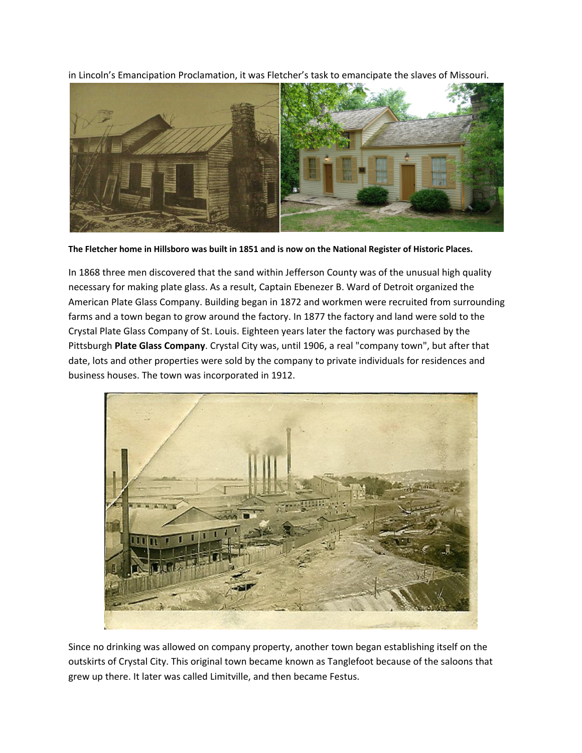in Lincoln's Emancipation Proclamation, it was Fletcher's task to emancipate the slaves of Missouri.

**The Fletcher home in Hillsboro was built in 1851 and is now on the National Register of Historic Places.**

In 1868 three men discovered that the sand within Jefferson County was of the unusual high quality necessary for making plate glass. As a result, Captain Ebenezer B. Ward of Detroit organized the American Plate Glass Company. Building began in 1872 and workmen were recruited from surrounding farms and a town began to grow around the factory. In 1877 the factory and land were sold to the Crystal Plate Glass Company of St. Louis. Eighteen years later the factory was purchased by the Pittsburgh **Plate Glass Company**. Crystal City was, until 1906, a real "company town", but after that date, lots and other properties were sold by the company to private individuals for residences and business houses. The town was incorporated in 1912.

Since no drinking was allowed on company property, another town began establishing itself on the outskirts of Crystal City. This original town became known as Tanglefoot because of the saloons that grew up there. It later was called Limitville, and then became Festus.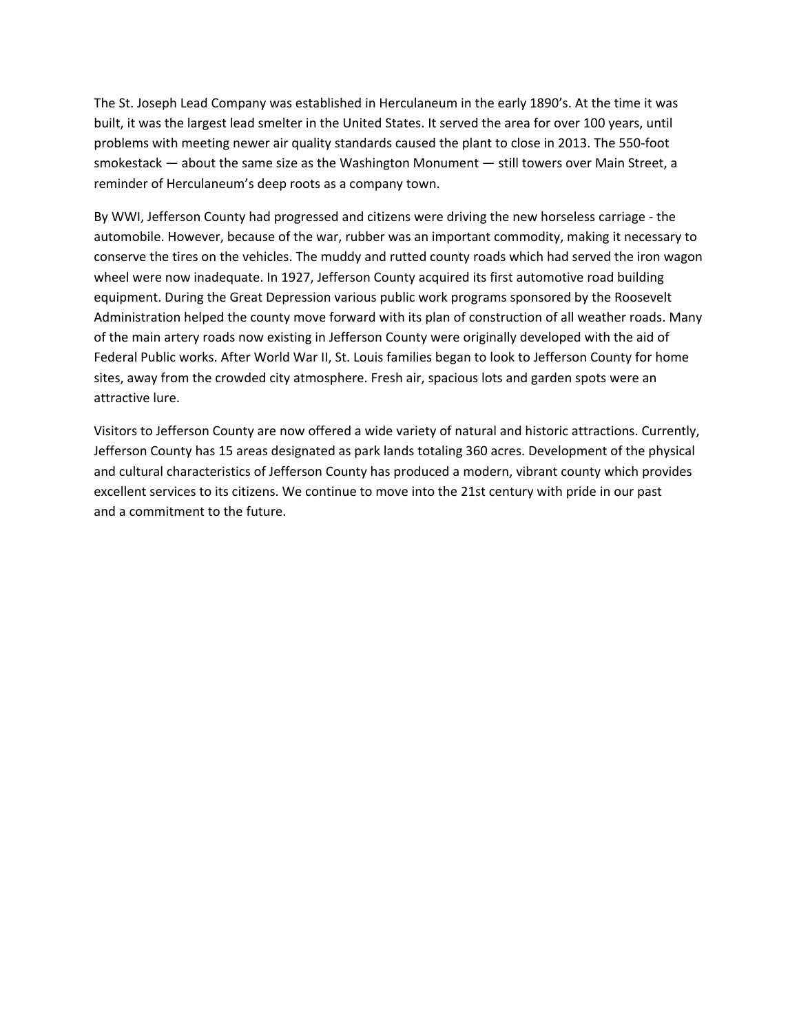The St. Joseph Lead Company was established in Herculaneum in the early 1890's. At the time it was built, it was the largest lead smelter in the United States. It served the area for over 100 years, until problems with meeting newer air quality standards caused the plant to close in 2013. The 550-foot smokestack — about the same size as the Washington Monument — still towers over Main Street, a reminder of Herculaneum's deep roots as a company town.

By WWI, Jefferson County had progressed and citizens were driving the new horseless carriage - the automobile. However, because of the war, rubber was an important commodity, making it necessary to conserve the tires on the vehicles. The muddy and rutted county roads which had served the iron wagon wheel were now inadequate. In 1927, Jefferson County acquired its first automotive road building equipment. During the Great Depression various public work programs sponsored by the Roosevelt Administration helped the county move forward with its plan of construction of all weather roads. Many of the main artery roads now existing in Jefferson County were originally developed with the aid of Federal Public works. After World War II, St. Louis families began to look to Jefferson County for home sites, away from the crowded city atmosphere. Fresh air, spacious lots and garden spots were an attractive lure.

Visitors to Jefferson County are now offered a wide variety of natural and historic attractions. Currently, Jefferson County has 15 areas designated as park lands totaling 360 acres. Development of the physical and cultural characteristics of Jefferson County has produced a modern, vibrant county which provides excellent services to its citizens. We continue to move into the 21st century with pride in our past and a commitment to the future.